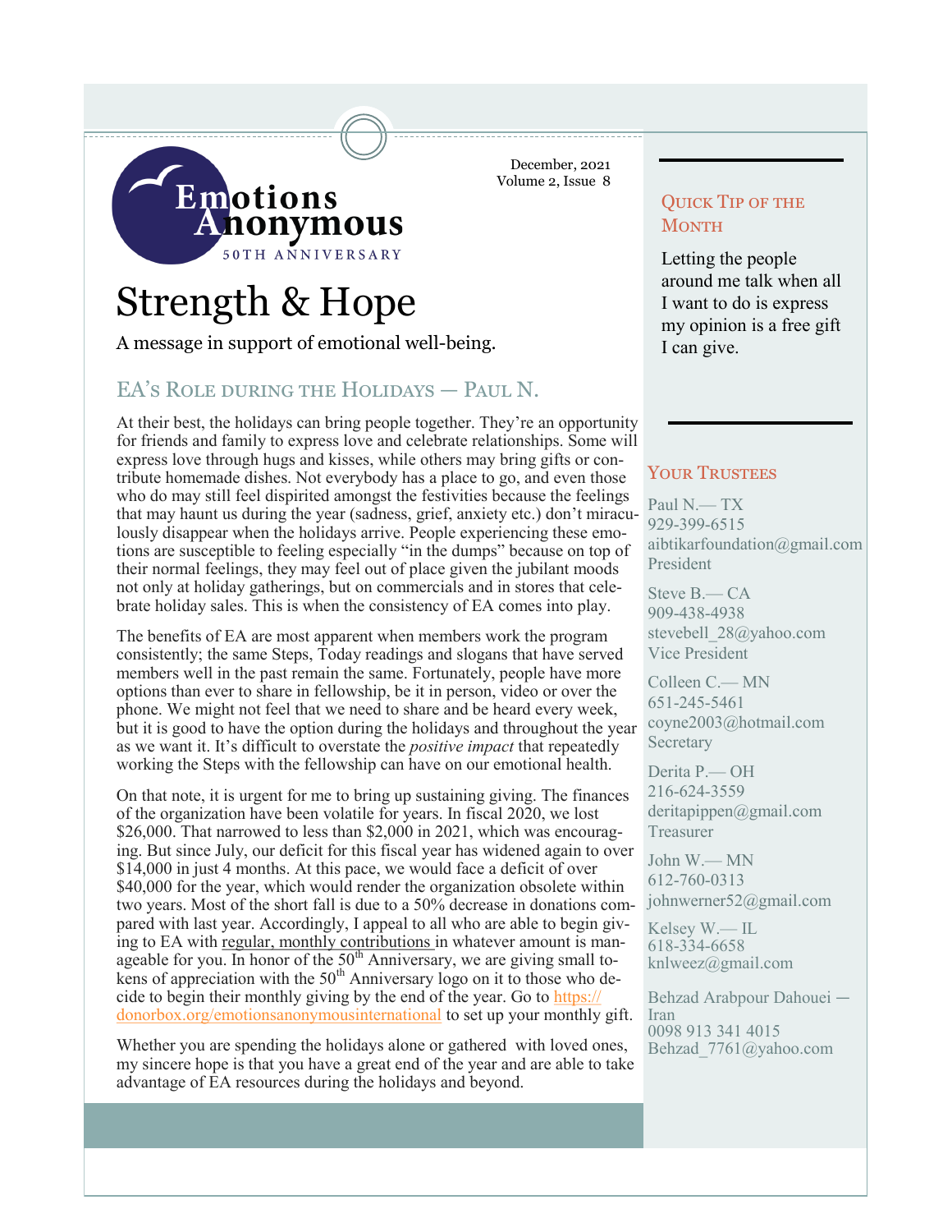Emotions Anonymous
50TH ANNIVERSARY

December, 2021
Volume 2, Issue 8

# Strength & Hope

A message in support of emotional well-being.

## EA's Role during the Holidays — Paul N.

At their best, the holidays can bring people together. They're an opportunity for friends and family to express love and celebrate relationships. Some will express love through hugs and kisses, while others may bring gifts or contribute homemade dishes. Not everybody has a place to go, and even those who do may still feel dispirited amongst the festivities because the feelings that may haunt us during the year (sadness, grief, anxiety etc.) don't miraculously disappear when the holidays arrive. People experiencing these emotions are susceptible to feeling especially "in the dumps" because on top of their normal feelings, they may feel out of place given the jubilant moods not only at holiday gatherings, but on commercials and in stores that celebrate holiday sales. This is when the consistency of EA comes into play.

The benefits of EA are most apparent when members work the program consistently; the same Steps, Today readings and slogans that have served members well in the past remain the same. Fortunately, people have more options than ever to share in fellowship, be it in person, video or over the phone. We might not feel that we need to share and be heard every week, but it is good to have the option during the holidays and throughout the year as we want it. It's difficult to overstate the *positive impact* that repeatedly working the Steps with the fellowship can have on our emotional health.

On that note, it is urgent for me to bring up sustaining giving. The finances of the organization have been volatile for years. In fiscal 2020, we lost $26,000. That narrowed to less than $2,000 in 2021, which was encouraging. But since July, our deficit for this fiscal year has widened again to over $14,000 in just 4 months. At this pace, we would face a deficit of over $40,000 for the year, which would render the organization obsolete within two years. Most of the short fall is due to a 50% decrease in donations compared with last year. Accordingly, I appeal to all who are able to begin giving to EA with regular, monthly contributions in whatever amount is manageable for you. In honor of the 50th Anniversary, we are giving small tokens of appreciation with the 50th Anniversary logo on it to those who decide to begin their monthly giving by the end of the year. Go to https://donorbox.org/emotionsanonymousinternational to set up your monthly gift.

Whether you are spending the holidays alone or gathered with loved ones, my sincere hope is that you have a great end of the year and are able to take advantage of EA resources during the holidays and beyond.

### Quick Tip of the Month

Letting the people around me talk when all I want to do is express my opinion is a free gift I can give.

### Your Trustees

Paul N.— TX
929-399-6515
aibtikarfoundation@gmail.com
President

Steve B.— CA
909-438-4938
stevebell_28@yahoo.com
Vice President

Colleen C.— MN
651-245-5461
coyne2003@hotmail.com
Secretary

Derita P.— OH
216-624-3559
deritapippen@gmail.com
Treasurer

John W.— MN
612-760-0313
johnwerner52@gmail.com

Kelsey W.— IL
618-334-6658
knlweez@gmail.com

Behzad Arabpour Dahouei — Iran
0098 913 341 4015
Behzad_7761@yahoo.com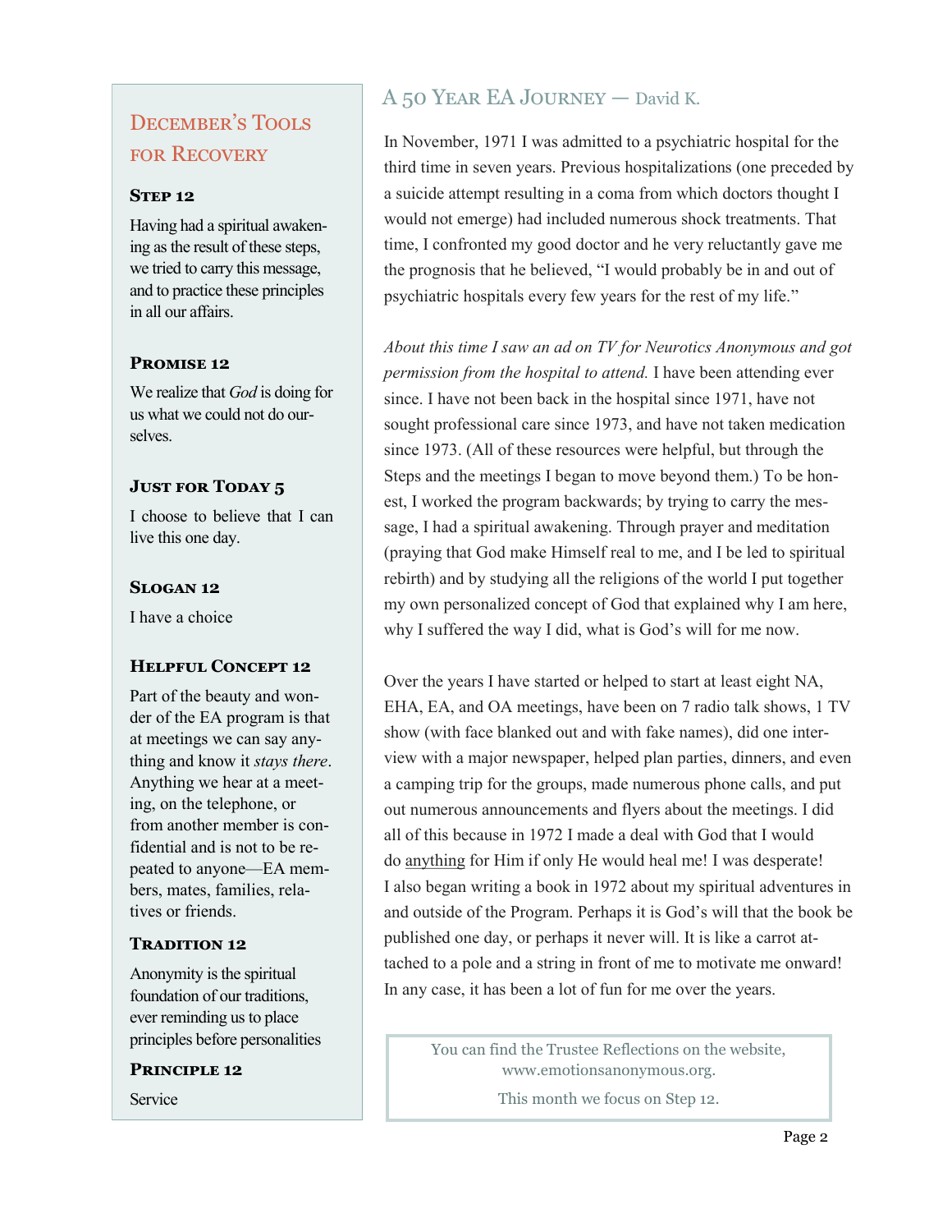## December's Tools for Recovery

### Step 12

Having had a spiritual awakening as the result of these steps, we tried to carry this message, and to practice these principles in all our affairs.

### Promise 12

We realize that *God* is doing for us what we could not do ourselves.

### Just for Today 5

I choose to believe that I can live this one day.

### Slogan 12

I have a choice

### Helpful Concept 12

Part of the beauty and wonder of the EA program is that at meetings we can say anything and know it *stays there*. Anything we hear at a meeting, on the telephone, or from another member is confidential and is not to be repeated to anyone—EA members, mates, families, relatives or friends.

### Tradition 12

Anonymity is the spiritual foundation of our traditions, ever reminding us to place principles before personalities

### Principle 12

Service

## A 50 Year EA Journey — David K.

In November, 1971 I was admitted to a psychiatric hospital for the third time in seven years. Previous hospitalizations (one preceded by a suicide attempt resulting in a coma from which doctors thought I would not emerge) had included numerous shock treatments. That time, I confronted my good doctor and he very reluctantly gave me the prognosis that he believed, "I would probably be in and out of psychiatric hospitals every few years for the rest of my life."

*About this time I saw an ad on TV for Neurotics Anonymous and got permission from the hospital to attend.* I have been attending ever since. I have not been back in the hospital since 1971, have not sought professional care since 1973, and have not taken medication since 1973. (All of these resources were helpful, but through the Steps and the meetings I began to move beyond them.) To be honest, I worked the program backwards; by trying to carry the message, I had a spiritual awakening. Through prayer and meditation (praying that God make Himself real to me, and I be led to spiritual rebirth) and by studying all the religions of the world I put together my own personalized concept of God that explained why I am here, why I suffered the way I did, what is God's will for me now.

Over the years I have started or helped to start at least eight NA, EHA, EA, and OA meetings, have been on 7 radio talk shows, 1 TV show (with face blanked out and with fake names), did one interview with a major newspaper, helped plan parties, dinners, and even a camping trip for the groups, made numerous phone calls, and put out numerous announcements and flyers about the meetings. I did all of this because in 1972 I made a deal with God that I would do anything for Him if only He would heal me! I was desperate! I also began writing a book in 1972 about my spiritual adventures in and outside of the Program. Perhaps it is God's will that the book be published one day, or perhaps it never will. It is like a carrot attached to a pole and a string in front of me to motivate me onward! In any case, it has been a lot of fun for me over the years.

> You can find the Trustee Reflections on the website, www.emotionsanonymous.org.
>
> This month we focus on Step 12.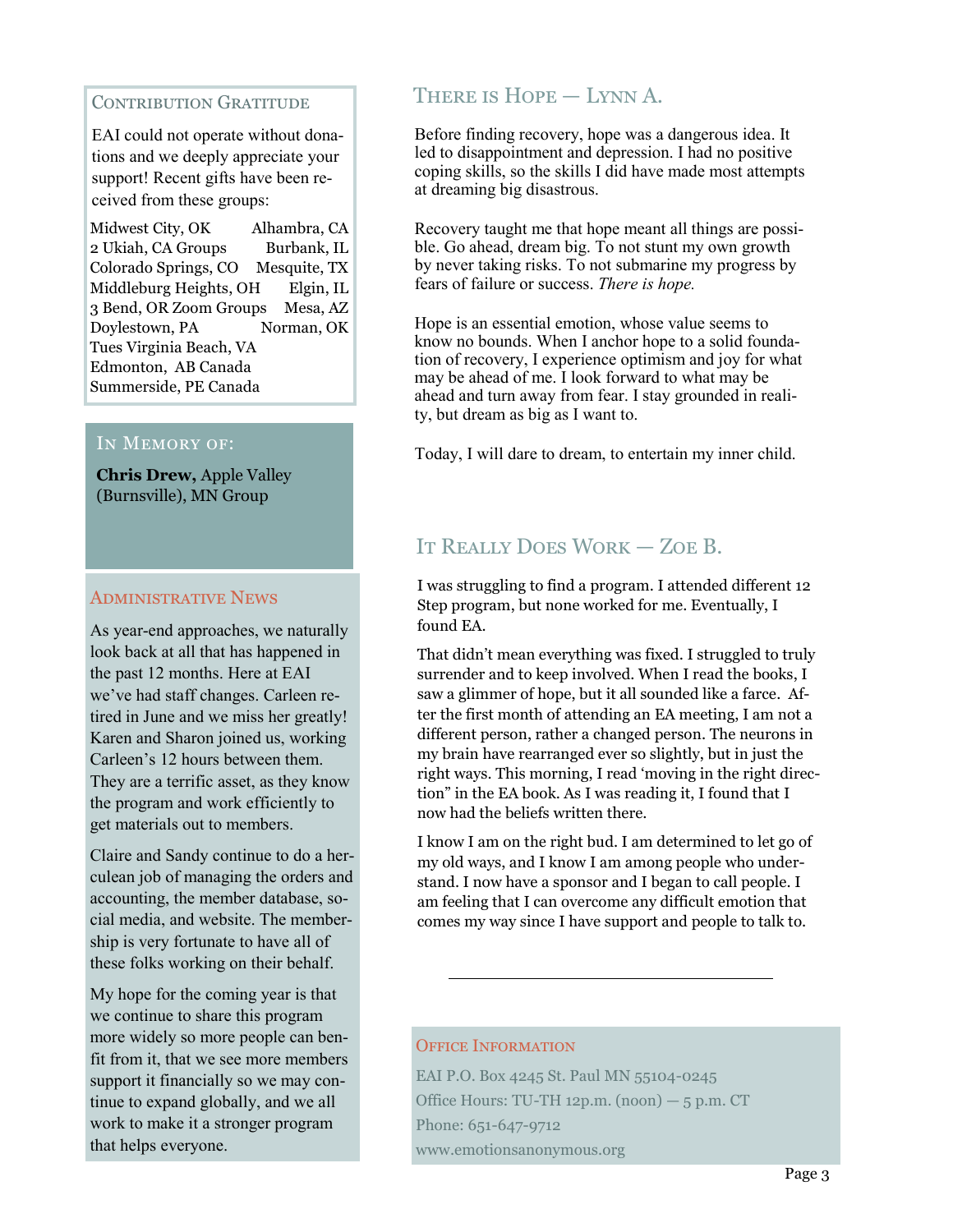## Contribution Gratitude

EAI could not operate without donations and we deeply appreciate your support! Recent gifts have been received from these groups:

Midwest City, OK
Alhambra, CA
2 Ukiah, CA Groups
Burbank, IL
Colorado Springs, CO
Mesquite, TX
Middleburg Heights, OH
Elgin, IL
3 Bend, OR Zoom Groups
Mesa, AZ
Doylestown, PA
Norman, OK
Tues Virginia Beach, VA
Edmonton, AB Canada
Summerside, PE Canada

## In Memory of:

**Chris Drew,** Apple Valley (Burnsville), MN Group

## Administrative News

As year-end approaches, we naturally look back at all that has happened in the past 12 months. Here at EAI we've had staff changes. Carleen retired in June and we miss her greatly! Karen and Sharon joined us, working Carleen's 12 hours between them. They are a terrific asset, as they know the program and work efficiently to get materials out to members.

Claire and Sandy continue to do a herculean job of managing the orders and accounting, the member database, social media, and website. The membership is very fortunate to have all of these folks working on their behalf.

My hope for the coming year is that we continue to share this program more widely so more people can benefit from it, that we see more members support it financially so we may continue to expand globally, and we all work to make it a stronger program that helps everyone.

## There is Hope — Lynn A.

Before finding recovery, hope was a dangerous idea. It led to disappointment and depression. I had no positive coping skills, so the skills I did have made most attempts at dreaming big disastrous.

Recovery taught me that hope meant all things are possible. Go ahead, dream big. To not stunt my own growth by never taking risks. To not submarine my progress by fears of failure or success. *There is hope.*

Hope is an essential emotion, whose value seems to know no bounds. When I anchor hope to a solid foundation of recovery, I experience optimism and joy for what may be ahead of me. I look forward to what may be ahead and turn away from fear. I stay grounded in reality, but dream as big as I want to.

Today, I will dare to dream, to entertain my inner child.

## It Really Does Work — Zoe B.

I was struggling to find a program. I attended different 12 Step program, but none worked for me. Eventually, I found EA.

That didn't mean everything was fixed. I struggled to truly surrender and to keep involved. When I read the books, I saw a glimmer of hope, but it all sounded like a farce. After the first month of attending an EA meeting, I am not a different person, rather a changed person. The neurons in my brain have rearranged ever so slightly, but in just the right ways. This morning, I read 'moving in the right direction" in the EA book. As I was reading it, I found that I now had the beliefs written there.

I know I am on the right bud. I am determined to let go of my old ways, and I know I am among people who understand. I now have a sponsor and I began to call people. I am feeling that I can overcome any difficult emotion that comes my way since I have support and people to talk to.

---

## Office Information

EAI P.O. Box 4245 St. Paul MN 55104-0245
Office Hours: TU-TH 12p.m. (noon) — 5 p.m. CT
Phone: 651-647-9712
www.emotionsanonymous.org